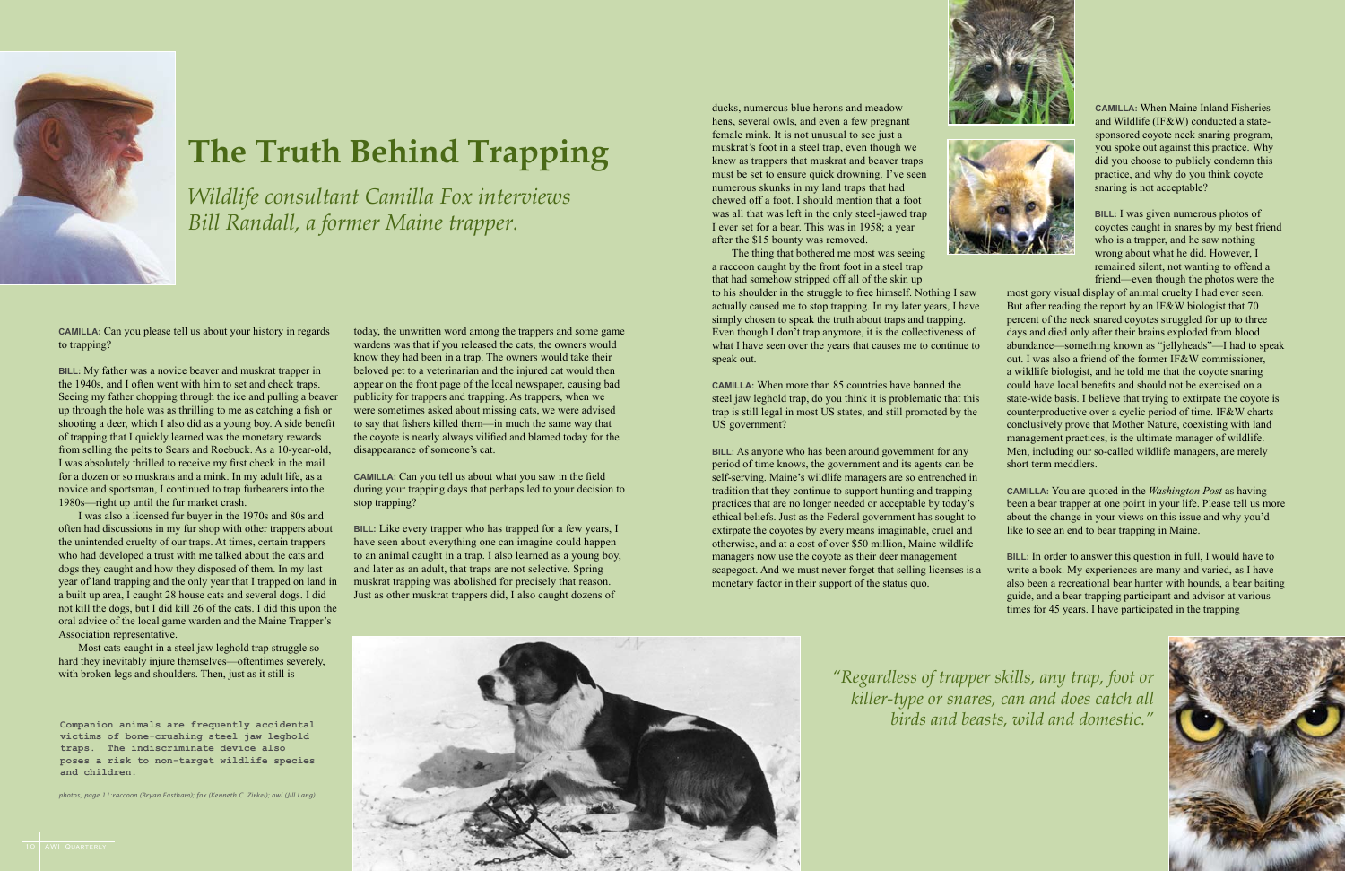# The Truth Behind Trapping

*Wildlife consultant Camilla Fox interviews Bill Randall, a former Maine trapper.*

**CAMILLA:** Can you please tell us about your history in regards to trapping?

**BILL:** My father was a novice beaver and muskrat trapper in the 1940s, and I often went with him to set and check traps. Seeing my father chopping through the ice and pulling a beaver up through the hole was as thrilling to me as catching a fish or shooting a deer, which I also did as a young boy. A side benefit of trapping that I quickly learned was the monetary rewards from selling the pelts to Sears and Roebuck. As a 10-year-old, I was absolutely thrilled to receive my first check in the mail for a dozen or so muskrats and a mink. In my adult life, as a novice and sportsman, I continued to trap furbearers into the 1980s—right up until the fur market crash.

I was also a licensed fur buyer in the 1970s and 80s and often had discussions in my fur shop with other trappers about the unintended cruelty of our traps. At times, certain trappers who had developed a trust with me talked about the cats and dogs they caught and how they disposed of them. In my last year of land trapping and the only year that I trapped on land in a built up area, I caught 28 house cats and several dogs. I did not kill the dogs, but I did kill 26 of the cats. I did this upon the oral advice of the local game warden and the Maine Trapper's Association representative.

Most cats caught in a steel jaw leghold trap struggle so hard they inevitably injure themselves—oftentimes severely, with broken legs and shoulders. Then, just as it still is today, the unwritten word among the trappers and some game wardens was that if you released the cats, the owners would know they had been in a trap. The owners would take their beloved pet to a veterinarian and the injured cat would then appear on the front page of the local newspaper, causing bad publicity for trappers and trapping. As trappers, when we were sometimes asked about missing cats, we were advised to say that fishers killed them—in much the same way that the coyote is nearly always vilified and blamed today for the disappearance of someone's cat.

Companion animals are frequently accidental victims of bone-crushing steel jaw leghold traps. The indiscriminate device also poses a risk to non-target wildlife species and children.

*photos, page 11: raccoon (Bryan Eastham); fox (Kenneth C. Zirkel); owl (Jill Lang)*

**CAMILLA:** Can you tell us about what you saw in the field during your trapping days that perhaps led to your decision to stop trapping?

**BILL:** Like every trapper who has trapped for a few years, I have seen about everything one can imagine could happen to an animal caught in a trap. I also learned as a young boy, and later as an adult, that traps are not selective. Spring muskrat trapping was abolished for precisely that reason. Just as other muskrat trappers did, I also caught dozens of ducks, numerous blue herons and meadow hens, several owls, and even a few pregnant female mink. It is not unusual to see just a muskrat's foot in a steel trap, even though we knew as trappers that muskrat and beaver traps must be set to ensure quick drowning. I've seen numerous skunks in my land traps that had chewed off a foot. I should mention that a foot was all that was left in the only steel-jawed trap I ever set for a bear. This was in 1958; a year after the $15 bounty was removed.

The thing that bothered me most was seeing a raccoon caught by the front foot in a steel trap that had somehow stripped off all of the skin up to his shoulder in the struggle to free himself. Nothing I saw actually caused me to stop trapping. In my later years, I have simply chosen to speak the truth about traps and trapping. Even though I don't trap anymore, it is the collectiveness of what I have seen over the years that causes me to continue to speak out.

**CAMILLA:** When more than 85 countries have banned the steel jaw leghold trap, do you think it is problematic that this trap is still legal in most US states, and still promoted by the US government?

**BILL:** As anyone who has been around government for any period of time knows, the government and its agents can be self-serving. Maine's wildlife managers are so entrenched in tradition that they continue to support hunting and trapping practices that are no longer needed or acceptable by today's ethical beliefs. Just as the Federal government has sought to extirpate the coyotes by every means imaginable, cruel and otherwise, and at a cost of over $50 million, Maine wildlife managers now use the coyote as their deer management scapegoat. And we must never forget that selling licenses is a monetary factor in their support of the status quo.

**CAMILLA:** When Maine Inland Fisheries and Wildlife (IF&W) conducted a state-sponsored coyote neck snaring program, you spoke out against this practice. Why did you choose to publicly condemn this practice, and why do you think coyote snaring is not acceptable?

**BILL:** I was given numerous photos of coyotes caught in snares by my best friend who is a trapper, and he saw nothing wrong about what he did. However, I remained silent, not wanting to offend a friend—even though the photos were the most gory visual display of animal cruelty I had ever seen. But after reading the report by an IF&W biologist that 70 percent of the neck snared coyotes struggled for up to three days and died only after their brains exploded from blood abundance—something known as "jellyheads"—I had to speak out. I was also a friend of the former IF&W commissioner, a wildlife biologist, and he told me that the coyote snaring could have local benefits and should not be exercised on a state-wide basis. I believe that trying to extirpate the coyote is counterproductive over a cyclic period of time. IF&W charts conclusively prove that Mother Nature, coexisting with land management practices, is the ultimate manager of wildlife. Men, including our so-called wildlife managers, are merely short term meddlers.

**CAMILLA:** You are quoted in the *Washington Post* as having been a bear trapper at one point in your life. Please tell us more about the change in your views on this issue and why you'd like to see an end to bear trapping in Maine.

**BILL:** In order to answer this question in full, I would have to write a book. My experiences are many and varied, as I have also been a recreational bear hunter with hounds, a bear baiting guide, and a bear trapping participant and advisor at various times for 45 years. I have participated in the trapping

*"Regardless of trapper skills, any trap, foot or killer-type or snares, can and does catch all birds and beasts, wild and domestic."*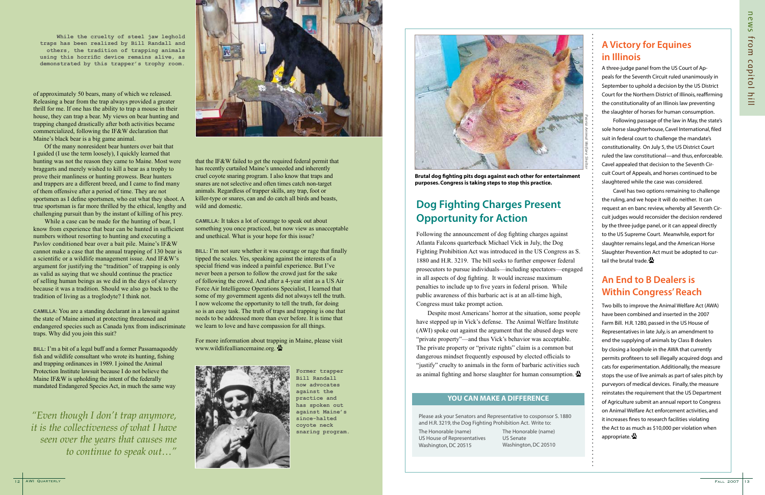While the cruelty of steel jaw leghold traps has been realized by Bill Randall and others, the tradition of trapping animals using this horrific device remains alive, as demonstrated by this trapper's trophy room.

of approximately 50 bears, many of which we released. Releasing a bear from the trap always provided a greater thrill for me. If one has the ability to trap a mouse in their house, they can trap a bear. My views on bear hunting and trapping changed drastically after both activities became commercialized, following the IF&W declaration that Maine's black bear is a big game animal.

Of the many nonresident bear hunters over bait that I guided (I use the term loosely), I quickly learned that hunting was not the reason they came to Maine. Most were braggarts and merely wished to kill a bear as a trophy to prove their manliness or hunting prowess. Bear hunters and trappers are a different breed, and I came to find many of them offensive after a period of time. They are not sportsmen as I define sportsmen, who eat what they shoot. A true sportsman is far more thrilled by the ethical, lengthy and challenging pursuit than by the instant of killing of his prey.

While a case can be made for the hunting of bear, I know from experience that bear can be hunted in sufficient numbers without resorting to hunting and executing a Pavlov conditioned bear over a bait pile. Maine's IF&W cannot make a case that the annual trapping of 130 bear is a scientific or a wildlife management issue. And IF&W's argument for justifying the "tradition" of trapping is only as valid as saying that we should continue the practice of selling human beings as we did in the days of slavery because it was a tradition. Should we also go back to the tradition of living as a troglodyte? I think not.

**CAMILLA:** You are a standing declarant in a lawsuit against the state of Maine aimed at protecting threatened and endangered species such as Canada lynx from indiscriminate traps. Why did you join this suit?

**BILL:** I'm a bit of a legal buff and a former Passamaquoddy fish and wildlife consultant who wrote its hunting, fishing and trapping ordinances in 1989. I joined the Animal Protection Institute lawsuit because I do not believe the Maine IF&W is upholding the intent of the federally mandated Endangered Species Act, in much the same way that the IF&W failed to get the required federal permit that has recently curtailed Maine's unneeded and inherently cruel coyote snaring program. I also know that traps and snares are not selective and often times catch non-target animals. Regardless of trapper skills, any trap, foot or killer-type or snares, can and do catch all birds and beasts, wild and domestic.

**CAMILLA:** It takes a lot of courage to speak out about something you once practiced, but now view as unacceptable and unethical. What is your hope for this issue?

**BILL:** I'm not sure whether it was courage or rage that finally tipped the scales. Yes, speaking against the interests of a special friend was indeed a painful experience. But I've never been a person to follow the crowd just for the sake of following the crowd. And after a 4-year stint as a US Air Force Air Intelligence Operations Specialist, I learned that some of my government agents did not always tell the truth. I now welcome the opportunity to tell the truth, for doing so is an easy task. The truth of traps and trapping is one that needs to be addressed more than ever before. It is time that we learn to love and have compassion for all things.

For more information about trapping in Maine, please visit www.wildlifealliancemaine.org.

*"Even though I don't trap anymore, it is the collectiveness of what I have seen over the years that causes me to continue to speak out…"*

Former trapper Bill Randall now advocates against the practice and has spoken out against Maine's since-halted coyote neck snaring program.

Fairfax Animal Welfare Shelter

**Brutal dog fighting pits dogs against each other for entertainment purposes. Congress is taking steps to stop this practice.**

## Dog Fighting Charges Present Opportunity for Action

Following the announcement of dog fighting charges against Atlanta Falcons quarterback Michael Vick in July, the Dog Fighting Prohibition Act was introduced in the US Congress as S. 1880 and H.R. 3219. The bill seeks to further empower federal prosecutors to pursue individuals—including spectators—engaged in all aspects of dog fighting. It would increase maximum penalties to include up to five years in federal prison. While public awareness of this barbaric act is at an all-time high, Congress must take prompt action.

Despite most Americans' horror at the situation, some people have stepped up in Vick's defense. The Animal Welfare Institute (AWI) spoke out against the argument that the abused dogs were "private property"—and thus Vick's behavior was acceptable. The private property or "private rights" claim is a common but dangerous mindset frequently espoused by elected officials to "justify" cruelty to animals in the form of barbaric activities such as animal fighting and horse slaughter for human consumption.

### YOU CAN MAKE A DIFFERENCE

Please ask your Senators and Representative to cosponsor S.1880 and H.R.3219, the Dog Fighting Prohibition Act. Write to:

The Honorable (name)
US House of Representatives
Washington, DC 20515

The Honorable (name)
US Senate
Washington, DC 20510

## A Victory for Equines in Illinois

A three-judge panel from the US Court of Appeals for the Seventh Circuit ruled unanimously in September to uphold a decision by the US District Court for the Northern District of Illinois, reaffirming the constitutionality of an Illinois law preventing the slaughter of horses for human consumption.

Following passage of the law in May, the state's sole horse slaughterhouse, Cavel International, filed suit in federal court to challenge the mandate's constitutionality. On July 5, the US District Court ruled the law constitutional—and thus, enforceable. Cavel appealed that decision to the Seventh Circuit Court of Appeals, and horses continued to be slaughtered while the case was considered.

Cavel has two options remaining to challenge the ruling, and we hope it will do neither. It can request an en banc review, whereby all Seventh Circuit judges would reconsider the decision rendered by the three-judge panel, or it can appeal directly to the US Supreme Court. Meanwhile, export for slaughter remains legal, and the American Horse Slaughter Prevention Act must be adopted to curtail the brutal trade.

## An End to B Dealers is Within Congress' Reach

Two bills to improve the Animal Welfare Act (AWA) have been combined and inserted in the 2007 Farm Bill. H.R. 1280, passed in the US House of Representatives in late July, is an amendment to end the supplying of animals by Class B dealers by closing a loophole in the AWA that currently permits profiteers to sell illegally acquired dogs and cats for experimentation. Additionally, the measure stops the use of live animals as part of sales pitch by purveyors of medical devices. Finally, the measure reinstates the requirement that the US Department of Agriculture submit an annual report to Congress on Animal Welfare Act enforcement activities, and it increases fines to research facilities violating the Act to as much as $10,000 per violation when appropriate.